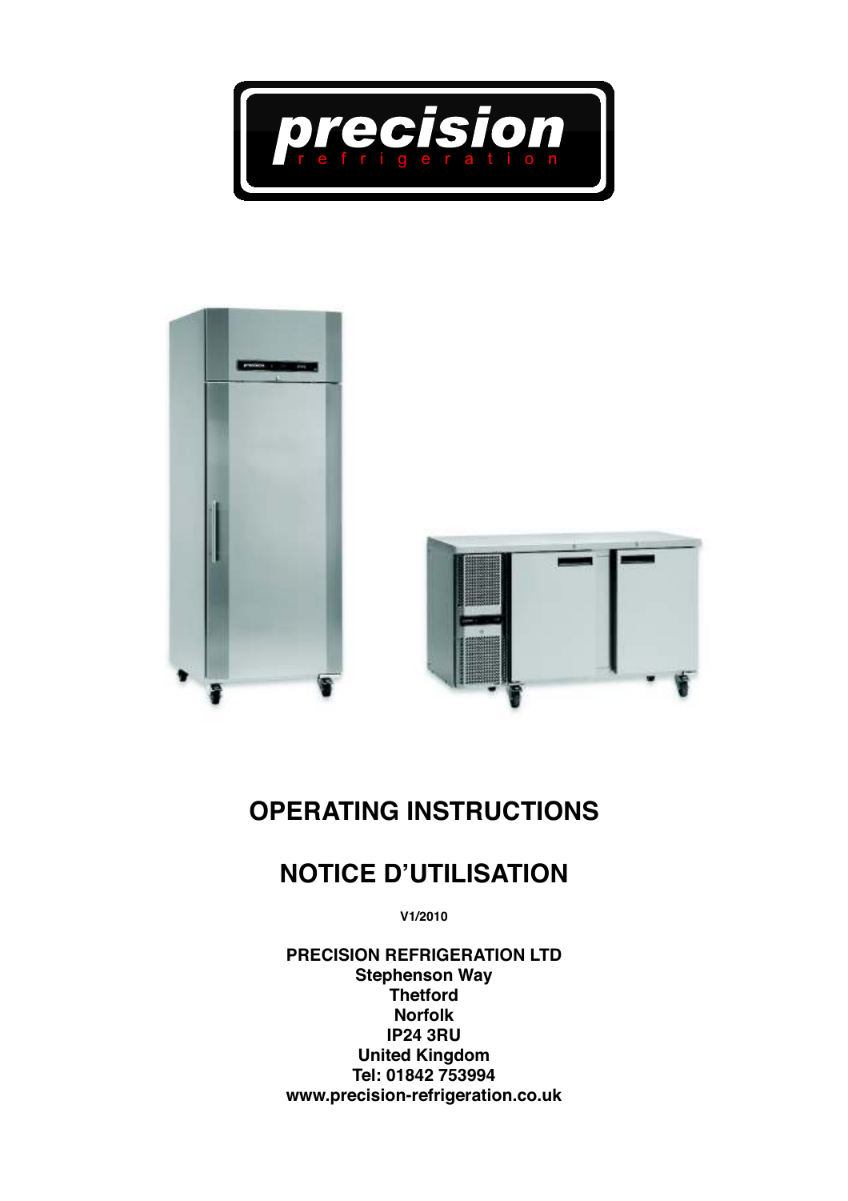precision

refrigeration

# OPERATING INSTRUCTIONS

# NOTICE D'UTILISATION

**V1/2010**

**PRECISION REFRIGERATION LTD**
**Stephenson Way**
**Thetford**
**Norfolk**
**IP24 3RU**
**United Kingdom**
**Tel: 01842 753994**
**www.precision-refrigeration.co.uk**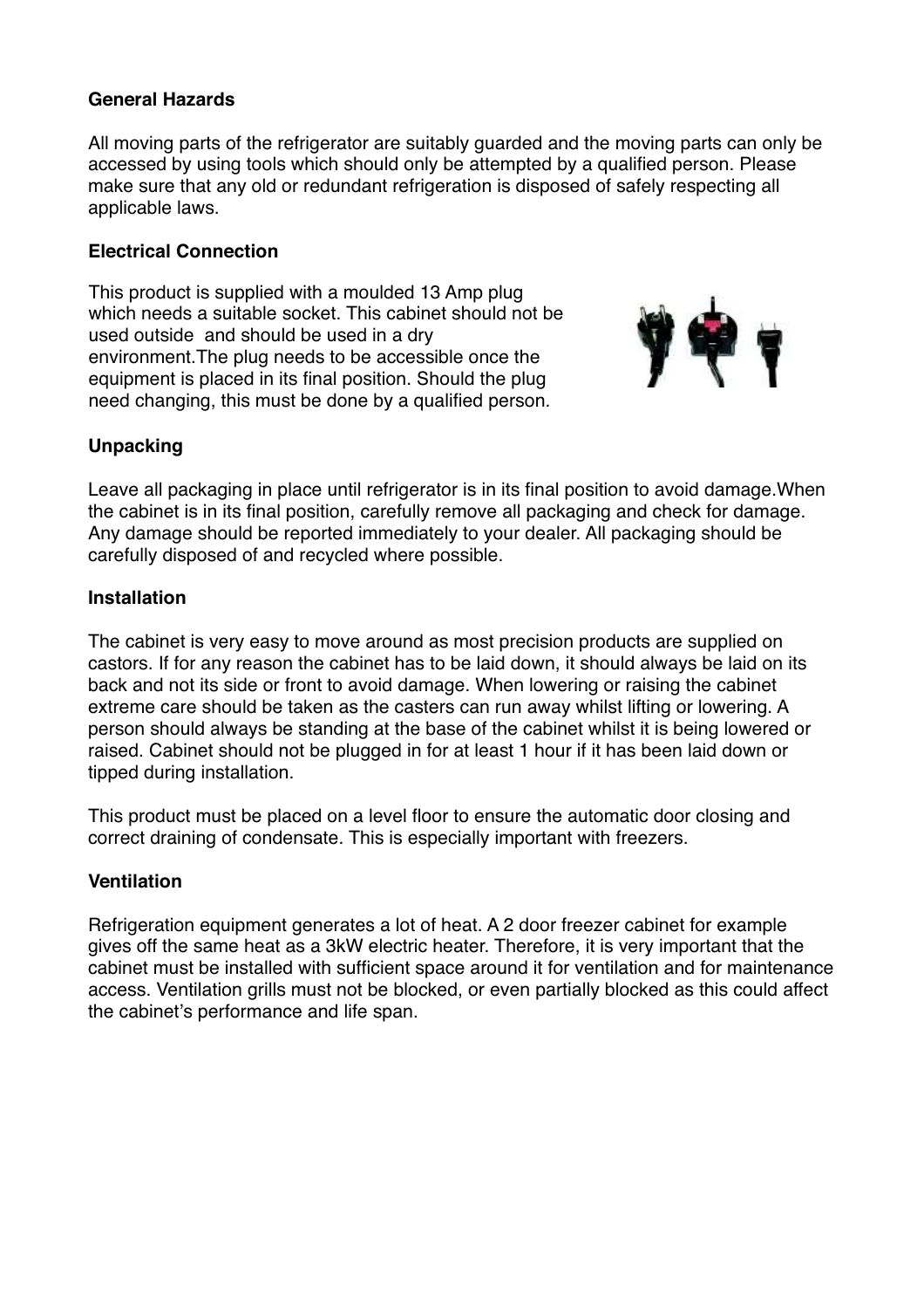## General Hazards

All moving parts of the refrigerator are suitably guarded and the moving parts can only be accessed by using tools which should only be attempted by a qualified person. Please make sure that any old or redundant refrigeration is disposed of safely respecting all applicable laws.

## Electrical Connection

This product is supplied with a moulded 13 Amp plug which needs a suitable socket. This cabinet should not be used outside and should be used in a dry environment.The plug needs to be accessible once the equipment is placed in its final position. Should the plug need changing, this must be done by a qualified person.

## Unpacking

Leave all packaging in place until refrigerator is in its final position to avoid damage.When the cabinet is in its final position, carefully remove all packaging and check for damage. Any damage should be reported immediately to your dealer. All packaging should be carefully disposed of and recycled where possible.

## Installation

The cabinet is very easy to move around as most precision products are supplied on castors. If for any reason the cabinet has to be laid down, it should always be laid on its back and not its side or front to avoid damage. When lowering or raising the cabinet extreme care should be taken as the casters can run away whilst lifting or lowering. A person should always be standing at the base of the cabinet whilst it is being lowered or raised. Cabinet should not be plugged in for at least 1 hour if it has been laid down or tipped during installation.

This product must be placed on a level floor to ensure the automatic door closing and correct draining of condensate. This is especially important with freezers.

## Ventilation

Refrigeration equipment generates a lot of heat. A 2 door freezer cabinet for example gives off the same heat as a 3kW electric heater. Therefore, it is very important that the cabinet must be installed with sufficient space around it for ventilation and for maintenance access. Ventilation grills must not be blocked, or even partially blocked as this could affect the cabinet's performance and life span.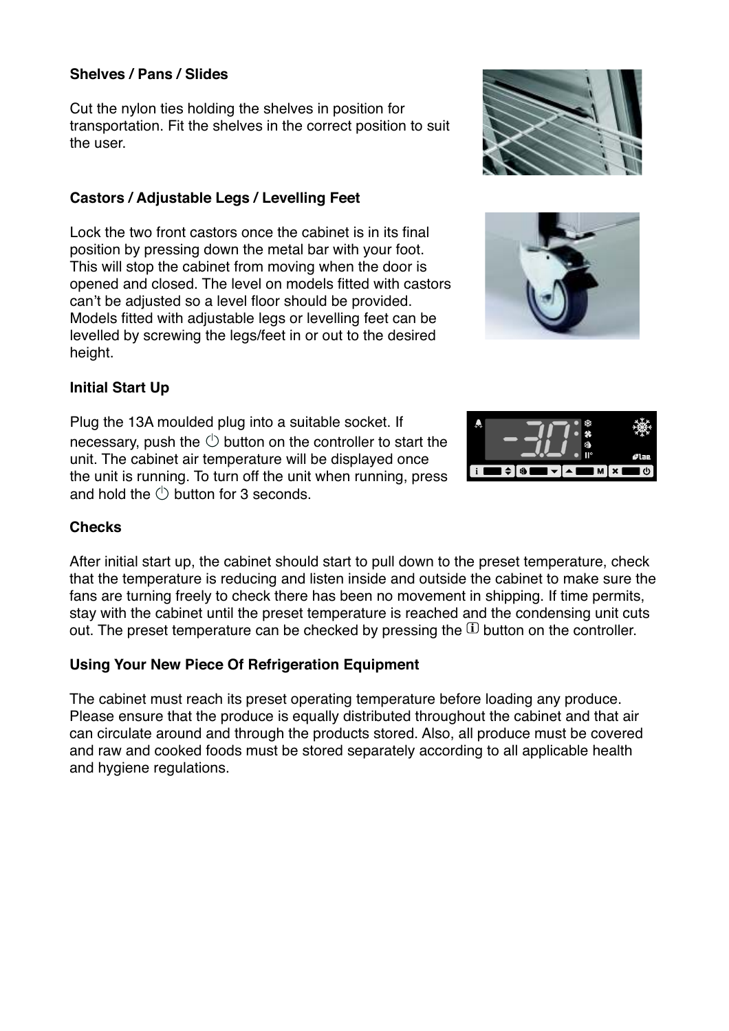**Shelves / Pans / Slides**

Cut the nylon ties holding the shelves in position for transportation. Fit the shelves in the correct position to suit the user.

**Castors / Adjustable Legs / Levelling Feet**

Lock the two front castors once the cabinet is in its final position by pressing down the metal bar with your foot. This will stop the cabinet from moving when the door is opened and closed. The level on models fitted with castors can't be adjusted so a level floor should be provided. Models fitted with adjustable legs or levelling feet can be levelled by screwing the legs/feet in or out to the desired height.

**Initial Start Up**

Plug the 13A moulded plug into a suitable socket. If necessary, push the ⏻ button on the controller to start the unit. The cabinet air temperature will be displayed once the unit is running. To turn off the unit when running, press and hold the ⏻ button for 3 seconds.

**Checks**

After initial start up, the cabinet should start to pull down to the preset temperature, check that the temperature is reducing and listen inside and outside the cabinet to make sure the fans are turning freely to check there has been no movement in shipping. If time permits, stay with the cabinet until the preset temperature is reached and the condensing unit cuts out. The preset temperature can be checked by pressing the ⓘ button on the controller.

**Using Your New Piece Of Refrigeration Equipment**

The cabinet must reach its preset operating temperature before loading any produce. Please ensure that the produce is equally distributed throughout the cabinet and that air can circulate around and through the products stored. Also, all produce must be covered and raw and cooked foods must be stored separately according to all applicable health and hygiene regulations.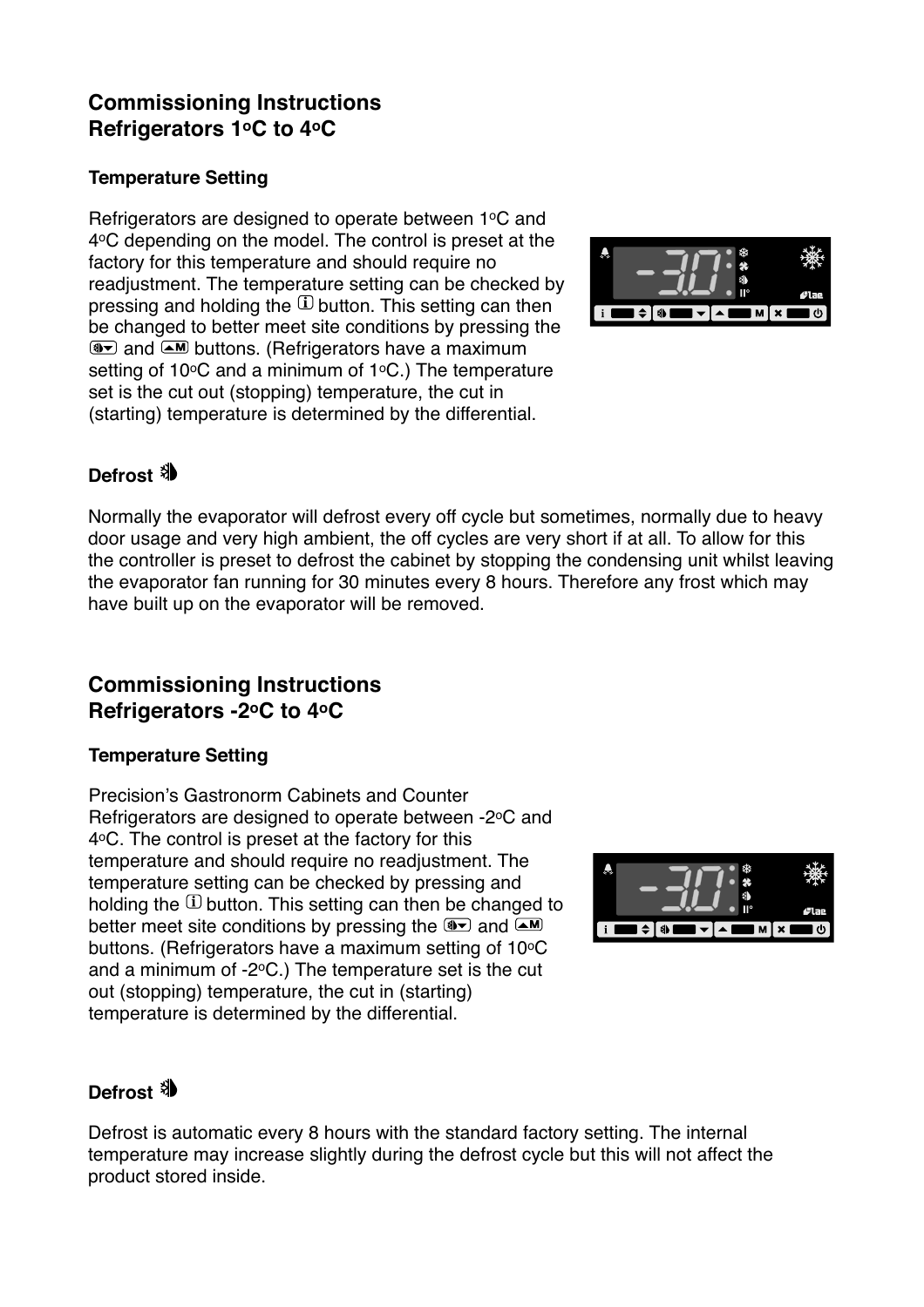## Commissioning Instructions
## Refrigerators 1ºC to 4ºC

### Temperature Setting

Refrigerators are designed to operate between 1ºC and 4ºC depending on the model. The control is preset at the factory for this temperature and should require no readjustment. The temperature setting can be checked by pressing and holding the ⓘ button. This setting can then be changed to better meet site conditions by pressing the ▼ and ▲M buttons. (Refrigerators have a maximum setting of 10ºC and a minimum of 1ºC.) The temperature set is the cut out (stopping) temperature, the cut in (starting) temperature is determined by the differential.

### Defrost

Normally the evaporator will defrost every off cycle but sometimes, normally due to heavy door usage and very high ambient, the off cycles are very short if at all. To allow for this the controller is preset to defrost the cabinet by stopping the condensing unit whilst leaving the evaporator fan running for 30 minutes every 8 hours. Therefore any frost which may have built up on the evaporator will be removed.

## Commissioning Instructions
## Refrigerators -2ºC to 4ºC

### Temperature Setting

Precision's Gastronorm Cabinets and Counter Refrigerators are designed to operate between -2ºC and 4ºC. The control is preset at the factory for this temperature and should require no readjustment. The temperature setting can be checked by pressing and holding the ⓘ button. This setting can then be changed to better meet site conditions by pressing the ▼ and ▲M buttons. (Refrigerators have a maximum setting of 10ºC and a minimum of -2ºC.) The temperature set is the cut out (stopping) temperature, the cut in (starting) temperature is determined by the differential.

### Defrost

Defrost is automatic every 8 hours with the standard factory setting. The internal temperature may increase slightly during the defrost cycle but this will not affect the product stored inside.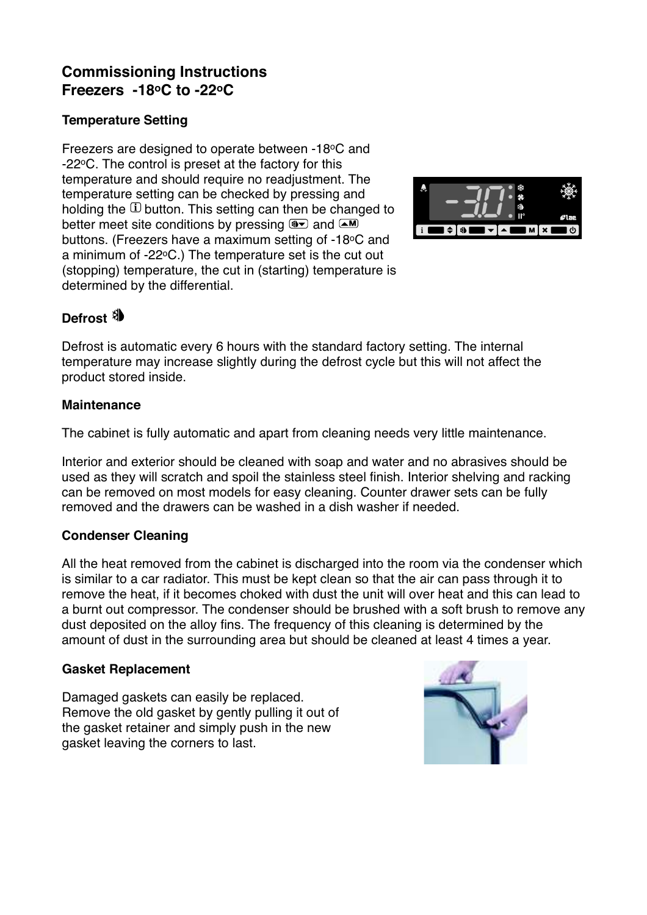# Commissioning Instructions
# Freezers -18°C to -22°C

### Temperature Setting

Freezers are designed to operate between -18°C and -22°C. The control is preset at the factory for this temperature and should require no readjustment. The temperature setting can be checked by pressing and holding the ⓘ button. This setting can then be changed to better meet site conditions by pressing ▼ and ▲M buttons. (Freezers have a maximum setting of -18°C and a minimum of -22°C.) The temperature set is the cut out (stopping) temperature, the cut in (starting) temperature is determined by the differential.

### Defrost

Defrost is automatic every 6 hours with the standard factory setting. The internal temperature may increase slightly during the defrost cycle but this will not affect the product stored inside.

### Maintenance

The cabinet is fully automatic and apart from cleaning needs very little maintenance.

Interior and exterior should be cleaned with soap and water and no abrasives should be used as they will scratch and spoil the stainless steel finish. Interior shelving and racking can be removed on most models for easy cleaning. Counter drawer sets can be fully removed and the drawers can be washed in a dish washer if needed.

### Condenser Cleaning

All the heat removed from the cabinet is discharged into the room via the condenser which is similar to a car radiator. This must be kept clean so that the air can pass through it to remove the heat, if it becomes choked with dust the unit will over heat and this can lead to a burnt out compressor. The condenser should be brushed with a soft brush to remove any dust deposited on the alloy fins. The frequency of this cleaning is determined by the amount of dust in the surrounding area but should be cleaned at least 4 times a year.

### Gasket Replacement

Damaged gaskets can easily be replaced. Remove the old gasket by gently pulling it out of the gasket retainer and simply push in the new gasket leaving the corners to last.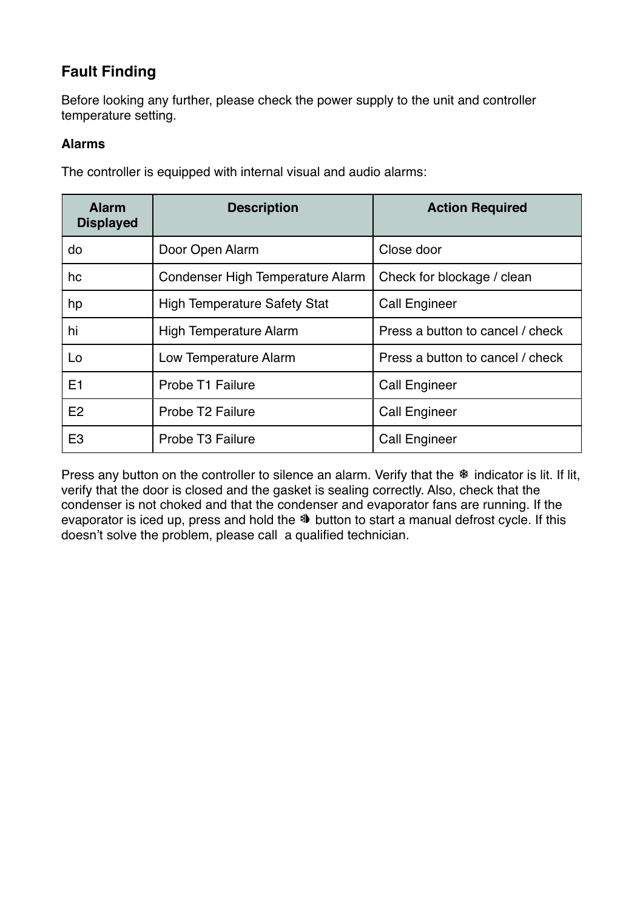## Fault Finding

Before looking any further, please check the power supply to the unit and controller temperature setting.

### Alarms

The controller is equipped with internal visual and audio alarms:

| Alarm Displayed | Description | Action Required |
|---|---|---|
| do | Door Open Alarm | Close door |
| hc | Condenser High Temperature Alarm | Check for blockage / clean |
| hp | High Temperature Safety Stat | Call Engineer |
| hi | High Temperature Alarm | Press a button to cancel / check |
| Lo | Low Temperature Alarm | Press a button to cancel / check |
| E1 | Probe T1 Failure | Call Engineer |
| E2 | Probe T2 Failure | Call Engineer |
| E3 | Probe T3 Failure | Call Engineer |

Press any button on the controller to silence an alarm. Verify that the ❄ indicator is lit. If lit, verify that the door is closed and the gasket is sealing correctly. Also, check that the condenser is not choked and that the condenser and evaporator fans are running. If the evaporator is iced up, press and hold the defrost button to start a manual defrost cycle. If this doesn't solve the problem, please call a qualified technician.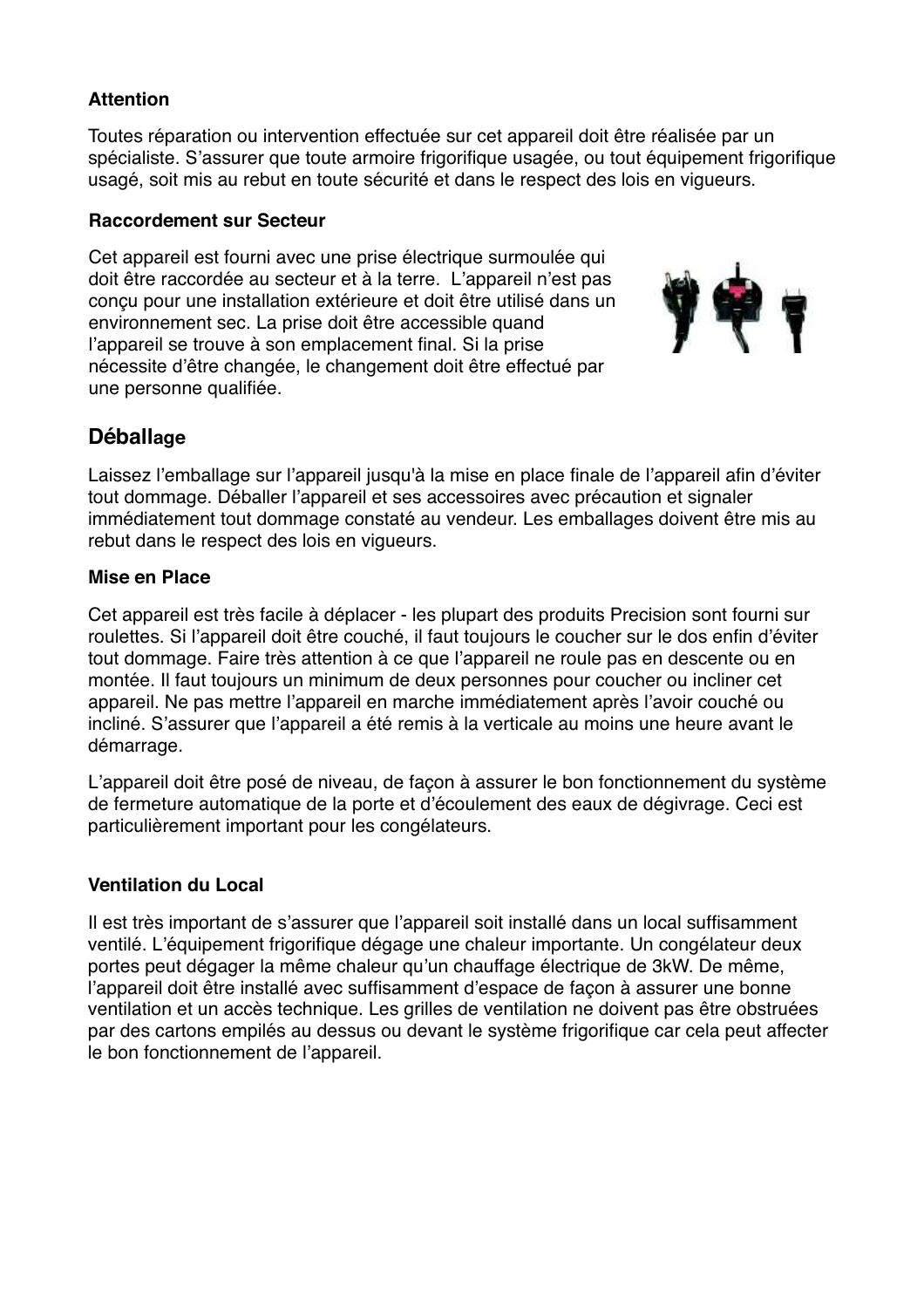**Attention**

Toutes réparation ou intervention effectuée sur cet appareil doit être réalisée par un spécialiste. S'assurer que toute armoire frigorifique usagée, ou tout équipement frigorifique usagé, soit mis au rebut en toute sécurité et dans le respect des lois en vigueurs.

**Raccordement sur Secteur**

Cet appareil est fourni avec une prise électrique surmoulée qui doit être raccordée au secteur et à la terre. L'appareil n'est pas conçu pour une installation extérieure et doit être utilisé dans un environnement sec. La prise doit être accessible quand l'appareil se trouve à son emplacement final. Si la prise nécessite d'être changée, le changement doit être effectué par une personne qualifiée.

## Déballage

Laissez l'emballage sur l'appareil jusqu'à la mise en place finale de l'appareil afin d'éviter tout dommage. Déballer l'appareil et ses accessoires avec précaution et signaler immédiatement tout dommage constaté au vendeur. Les emballages doivent être mis au rebut dans le respect des lois en vigueurs.

**Mise en Place**

Cet appareil est très facile à déplacer - les plupart des produits Precision sont fourni sur roulettes. Si l'appareil doit être couché, il faut toujours le coucher sur le dos enfin d'éviter tout dommage. Faire très attention à ce que l'appareil ne roule pas en descente ou en montée. Il faut toujours un minimum de deux personnes pour coucher ou incliner cet appareil. Ne pas mettre l'appareil en marche immédiatement après l'avoir couché ou incliné. S'assurer que l'appareil a été remis à la verticale au moins une heure avant le démarrage.

L'appareil doit être posé de niveau, de façon à assurer le bon fonctionnement du système de fermeture automatique de la porte et d'écoulement des eaux de dégivrage. Ceci est particulièrement important pour les congélateurs.

**Ventilation du Local**

Il est très important de s'assurer que l'appareil soit installé dans un local suffisamment ventilé. L'équipement frigorifique dégage une chaleur importante. Un congélateur deux portes peut dégager la même chaleur qu'un chauffage électrique de 3kW. De même, l'appareil doit être installé avec suffisamment d'espace de façon à assurer une bonne ventilation et un accès technique. Les grilles de ventilation ne doivent pas être obstruées par des cartons empilés au dessus ou devant le système frigorifique car cela peut affecter le bon fonctionnement de l'appareil.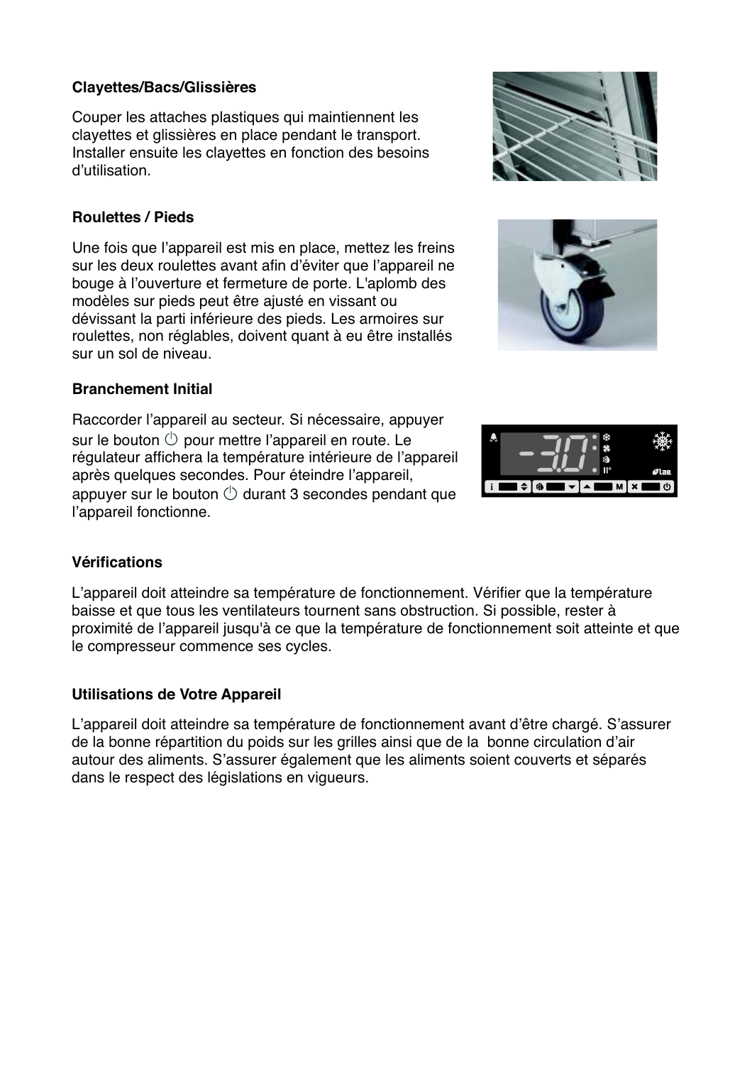**Clayettes/Bacs/Glissières**

Couper les attaches plastiques qui maintiennent les clayettes et glissières en place pendant le transport. Installer ensuite les clayettes en fonction des besoins d'utilisation.

**Roulettes / Pieds**

Une fois que l'appareil est mis en place, mettez les freins sur les deux roulettes avant afin d'éviter que l'appareil ne bouge à l'ouverture et fermeture de porte. L'aplomb des modèles sur pieds peut être ajusté en vissant ou dévissant la parti inférieure des pieds. Les armoires sur roulettes, non réglables, doivent quant à eu être installés sur un sol de niveau.

**Branchement Initial**

Raccorder l'appareil au secteur. Si nécessaire, appuyer sur le bouton ⏻ pour mettre l'appareil en route. Le régulateur affichera la température intérieure de l'appareil après quelques secondes. Pour éteindre l'appareil, appuyer sur le bouton ⏻ durant 3 secondes pendant que l'appareil fonctionne.

**Vérifications**

L'appareil doit atteindre sa température de fonctionnement. Vérifier que la température baisse et que tous les ventilateurs tournent sans obstruction. Si possible, rester à proximité de l'appareil jusqu'à ce que la température de fonctionnement soit atteinte et que le compresseur commence ses cycles.

**Utilisations de Votre Appareil**

L'appareil doit atteindre sa température de fonctionnement avant d'être chargé. S'assurer de la bonne répartition du poids sur les grilles ainsi que de la bonne circulation d'air autour des aliments. S'assurer également que les aliments soient couverts et séparés dans le respect des législations en vigueurs.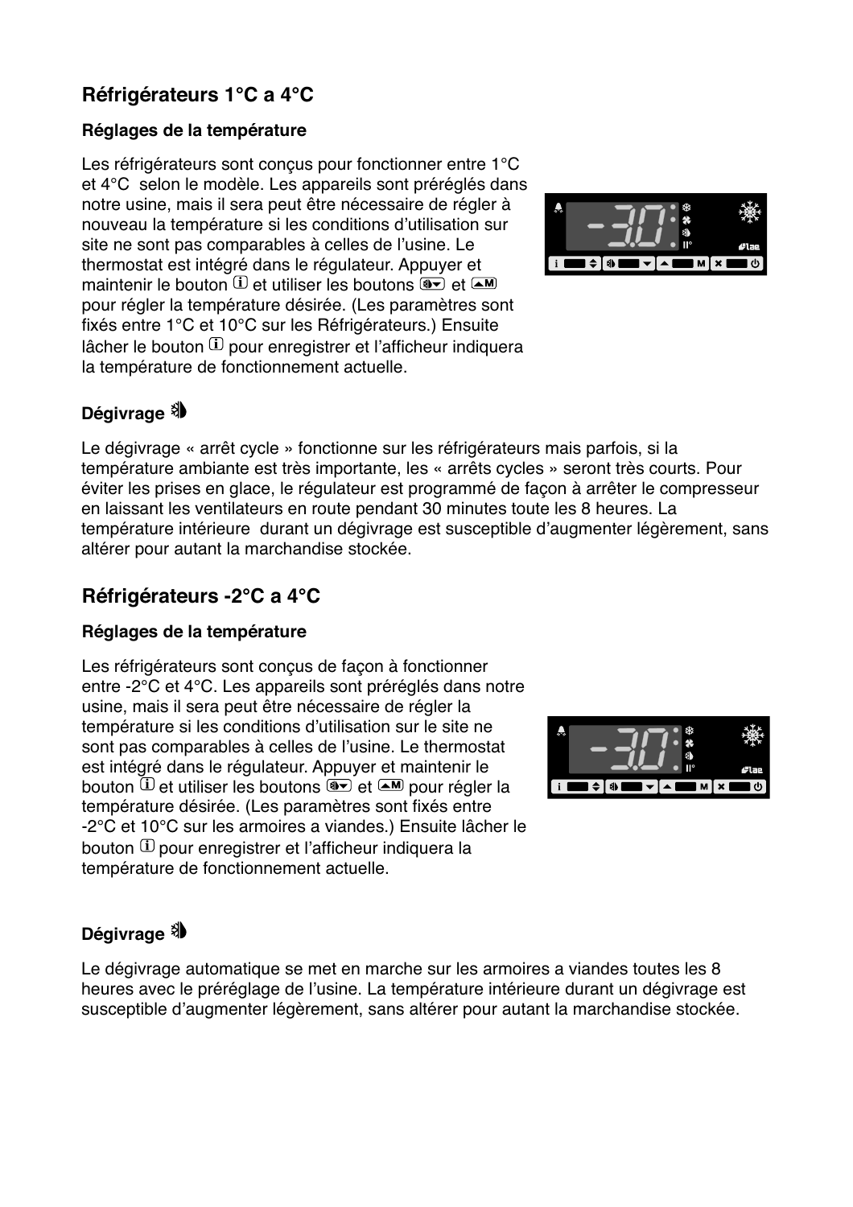## Réfrigérateurs 1°C a 4°C

### Réglages de la température

Les réfrigérateurs sont conçus pour fonctionner entre 1°C et 4°C selon le modèle. Les appareils sont préréglés dans notre usine, mais il sera peut être nécessaire de régler à nouveau la température si les conditions d'utilisation sur site ne sont pas comparables à celles de l'usine. Le thermostat est intégré dans le régulateur. Appuyer et maintenir le bouton ⓘ et utiliser les boutons ▼ et ▲M pour régler la température désirée. (Les paramètres sont fixés entre 1°C et 10°C sur les Réfrigérateurs.) Ensuite lâcher le bouton ⓘ pour enregistrer et l'afficheur indiquera la température de fonctionnement actuelle.

### Dégivrage

Le dégivrage « arrêt cycle » fonctionne sur les réfrigérateurs mais parfois, si la température ambiante est très importante, les « arrêts cycles » seront très courts. Pour éviter les prises en glace, le régulateur est programmé de façon à arrêter le compresseur en laissant les ventilateurs en route pendant 30 minutes toute les 8 heures. La température intérieure durant un dégivrage est susceptible d'augmenter légèrement, sans altérer pour autant la marchandise stockée.

## Réfrigérateurs -2°C a 4°C

### Réglages de la température

Les réfrigérateurs sont conçus de façon à fonctionner entre -2°C et 4°C. Les appareils sont préréglés dans notre usine, mais il sera peut être nécessaire de régler la température si les conditions d'utilisation sur le site ne sont pas comparables à celles de l'usine. Le thermostat est intégré dans le régulateur. Appuyer et maintenir le bouton ⓘ et utiliser les boutons ▼ et ▲M pour régler la température désirée. (Les paramètres sont fixés entre -2°C et 10°C sur les armoires a viandes.) Ensuite lâcher le bouton ⓘ pour enregistrer et l'afficheur indiquera la température de fonctionnement actuelle.

### Dégivrage

Le dégivrage automatique se met en marche sur les armoires a viandes toutes les 8 heures avec le préréglage de l'usine. La température intérieure durant un dégivrage est susceptible d'augmenter légèrement, sans altérer pour autant la marchandise stockée.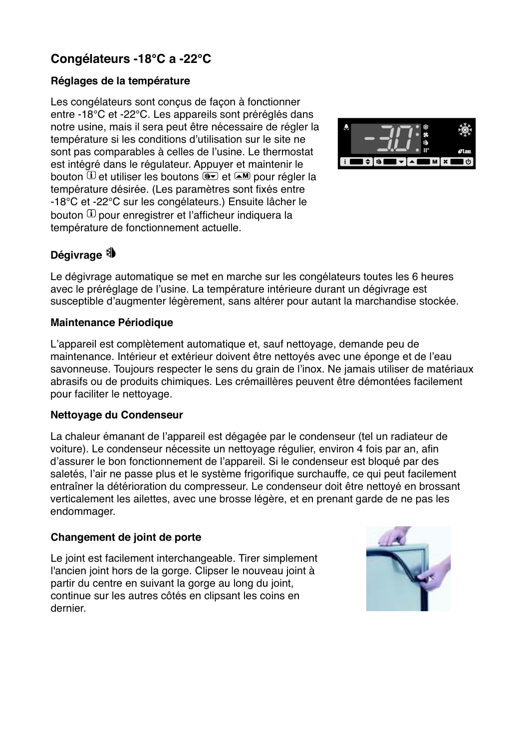## Congélateurs -18°C a -22°C

### Réglages de la température

Les congélateurs sont conçus de façon à fonctionner entre -18°C et -22°C. Les appareils sont préréglés dans notre usine, mais il sera peut être nécessaire de régler la température si les conditions d'utilisation sur le site ne sont pas comparables à celles de l'usine. Le thermostat est intégré dans le régulateur. Appuyer et maintenir le bouton ⓘ et utiliser les boutons ▼ et ▲M pour régler la température désirée. (Les paramètres sont fixés entre -18°C et -22°C sur les congélateurs.) Ensuite lâcher le bouton ⓘ pour enregistrer et l'afficheur indiquera la température de fonctionnement actuelle.

### Dégivrage

Le dégivrage automatique se met en marche sur les congélateurs toutes les 6 heures avec le préréglage de l'usine. La température intérieure durant un dégivrage est susceptible d'augmenter légèrement, sans altérer pour autant la marchandise stockée.

### Maintenance Périodique

L'appareil est complètement automatique et, sauf nettoyage, demande peu de maintenance. Intérieur et extérieur doivent être nettoyés avec une éponge et de l'eau savonneuse. Toujours respecter le sens du grain de l'inox. Ne jamais utiliser de matériaux abrasifs ou de produits chimiques. Les crémaillères peuvent être démontées facilement pour faciliter le nettoyage.

### Nettoyage du Condenseur

La chaleur émanant de l'appareil est dégagée par le condenseur (tel un radiateur de voiture). Le condenseur nécessite un nettoyage régulier, environ 4 fois par an, afin d'assurer le bon fonctionnement de l'appareil. Si le condenseur est bloqué par des saletés, l'air ne passe plus et le système frigorifique surchauffe, ce qui peut facilement entraîner la détérioration du compresseur. Le condenseur doit être nettoyé en brossant verticalement les ailettes, avec une brosse légère, et en prenant garde de ne pas les endommager.

### Changement de joint de porte

Le joint est facilement interchangeable. Tirer simplement l'ancien joint hors de la gorge. Clipser le nouveau joint à partir du centre en suivant la gorge au long du joint, continue sur les autres côtés en clipsant les coins en dernier.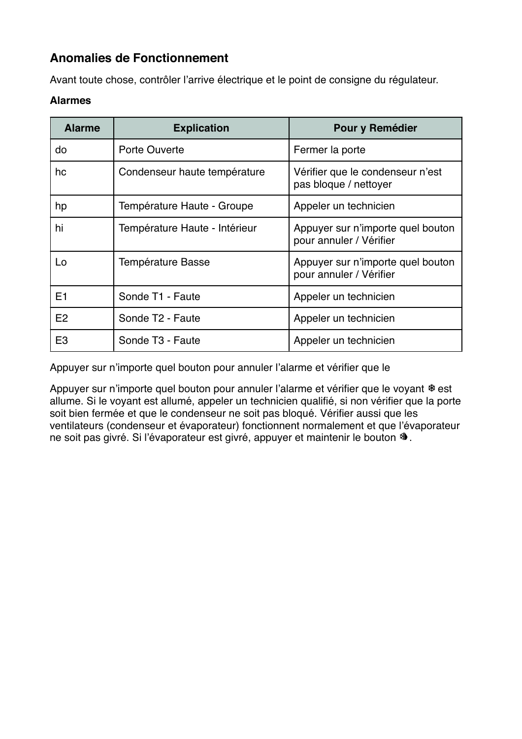## Anomalies de Fonctionnement

Avant toute chose, contrôler l'arrive électrique et le point de consigne du régulateur.

### Alarmes

| Alarme | Explication | Pour y Remédier |
|---|---|---|
| do | Porte Ouverte | Fermer la porte |
| hc | Condenseur haute température | Vérifier que le condenseur n'est pas bloque / nettoyer |
| hp | Température Haute - Groupe | Appeler un technicien |
| hi | Température Haute - Intérieur | Appuyer sur n'importe quel bouton pour annuler / Vérifier |
| Lo | Température Basse | Appuyer sur n'importe quel bouton pour annuler / Vérifier |
| E1 | Sonde T1 - Faute | Appeler un technicien |
| E2 | Sonde T2 - Faute | Appeler un technicien |
| E3 | Sonde T3 - Faute | Appeler un technicien |

Appuyer sur n'importe quel bouton pour annuler l'alarme et vérifier que le

Appuyer sur n'importe quel bouton pour annuler l'alarme et vérifier que le voyant ❄ est allume. Si le voyant est allumé, appeler un technicien qualifié, si non vérifier que la porte soit bien fermée et que le condenseur ne soit pas bloqué. Vérifier aussi que les ventilateurs (condenseur et évaporateur) fonctionnent normalement et que l'évaporateur ne soit pas givré. Si l'évaporateur est givré, appuyer et maintenir le bouton ❄.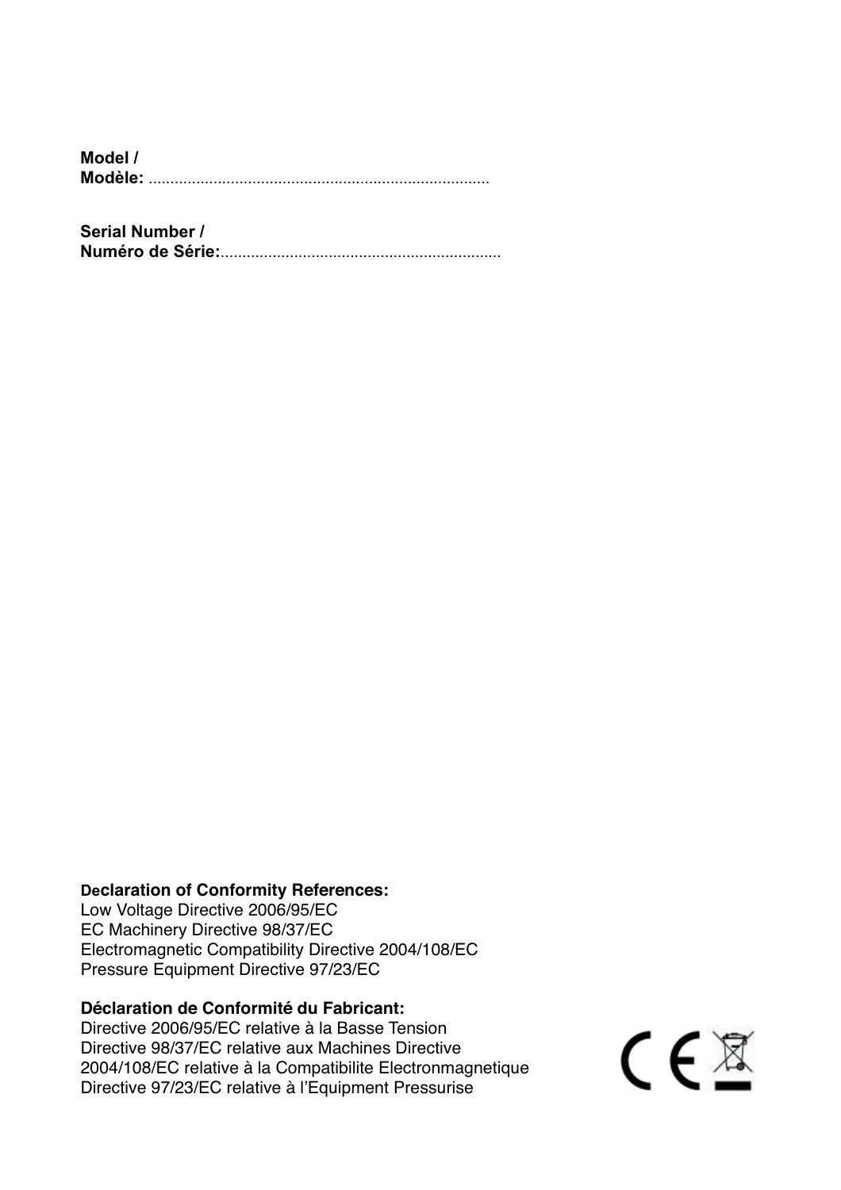**Model /**
**Modèle:** ..............................................................................

**Serial Number /**
**Numéro de Série:**.................................................................

**Declaration of Conformity References:**
Low Voltage Directive 2006/95/EC
EC Machinery Directive 98/37/EC
Electromagnetic Compatibility Directive 2004/108/EC
Pressure Equipment Directive 97/23/EC

**Déclaration de Conformité du Fabricant:**
Directive 2006/95/EC relative à la Basse Tension
Directive 98/37/EC relative aux Machines Directive
2004/108/EC relative à la Compatibilite Electronmagnetique
Directive 97/23/EC relative à l'Equipment Pressurise